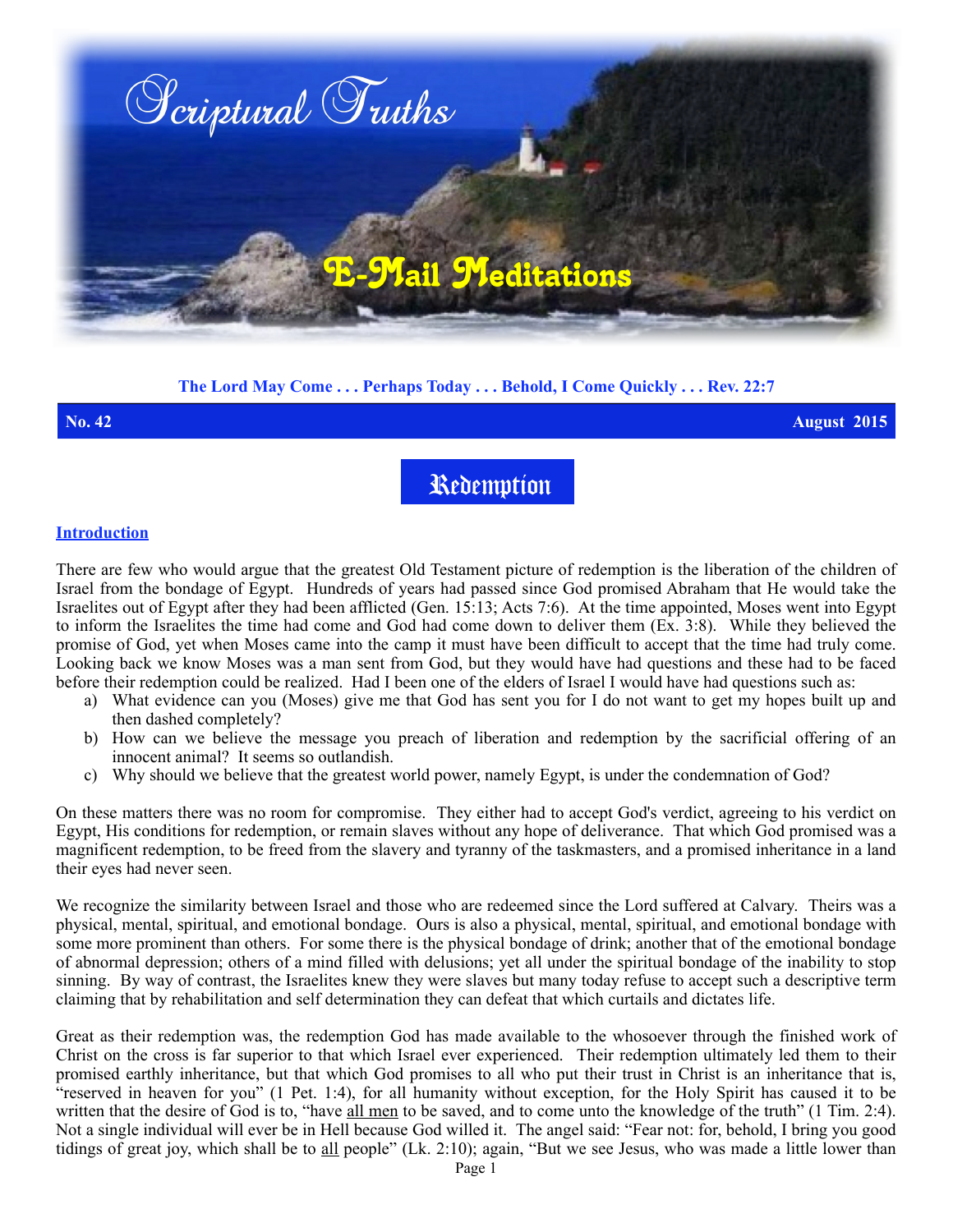# Scriptural Truths

## E-Mail Meditations

**The Lord May Come . . . Perhaps Today . . . Behold, I Come Quickly . . . Rev. 22:7**

**No. 42** **August 2015**

# Redemption

## Introduction

There are few who would argue that the greatest Old Testament picture of redemption is the liberation of the children of Israel from the bondage of Egypt. Hundreds of years had passed since God promised Abraham that He would take the Israelites out of Egypt after they had been afflicted (Gen. 15:13; Acts 7:6). At the time appointed, Moses went into Egypt to inform the Israelites the time had come and God had come down to deliver them (Ex. 3:8). While they believed the promise of God, yet when Moses came into the camp it must have been difficult to accept that the time had truly come. Looking back we know Moses was a man sent from God, but they would have had questions and these had to be faced before their redemption could be realized. Had I been one of the elders of Israel I would have had questions such as:

a) What evidence can you (Moses) give me that God has sent you for I do not want to get my hopes built up and then dashed completely?
b) How can we believe the message you preach of liberation and redemption by the sacrificial offering of an innocent animal? It seems so outlandish.
c) Why should we believe that the greatest world power, namely Egypt, is under the condemnation of God?

On these matters there was no room for compromise. They either had to accept God's verdict, agreeing to his verdict on Egypt, His conditions for redemption, or remain slaves without any hope of deliverance. That which God promised was a magnificent redemption, to be freed from the slavery and tyranny of the taskmasters, and a promised inheritance in a land their eyes had never seen.

We recognize the similarity between Israel and those who are redeemed since the Lord suffered at Calvary. Theirs was a physical, mental, spiritual, and emotional bondage. Ours is also a physical, mental, spiritual, and emotional bondage with some more prominent than others. For some there is the physical bondage of drink; another that of the emotional bondage of abnormal depression; others of a mind filled with delusions; yet all under the spiritual bondage of the inability to stop sinning. By way of contrast, the Israelites knew they were slaves but many today refuse to accept such a descriptive term claiming that by rehabilitation and self determination they can defeat that which curtails and dictates life.

Great as their redemption was, the redemption God has made available to the whosoever through the finished work of Christ on the cross is far superior to that which Israel ever experienced. Their redemption ultimately led them to their promised earthly inheritance, but that which God promises to all who put their trust in Christ is an inheritance that is, "reserved in heaven for you" (1 Pet. 1:4), for all humanity without exception, for the Holy Spirit has caused it to be written that the desire of God is to, "have <u>all men</u> to be saved, and to come unto the knowledge of the truth" (1 Tim. 2:4). Not a single individual will ever be in Hell because God willed it. The angel said: "Fear not: for, behold, I bring you good tidings of great joy, which shall be to <u>all</u> people" (Lk. 2:10); again, "But we see Jesus, who was made a little lower than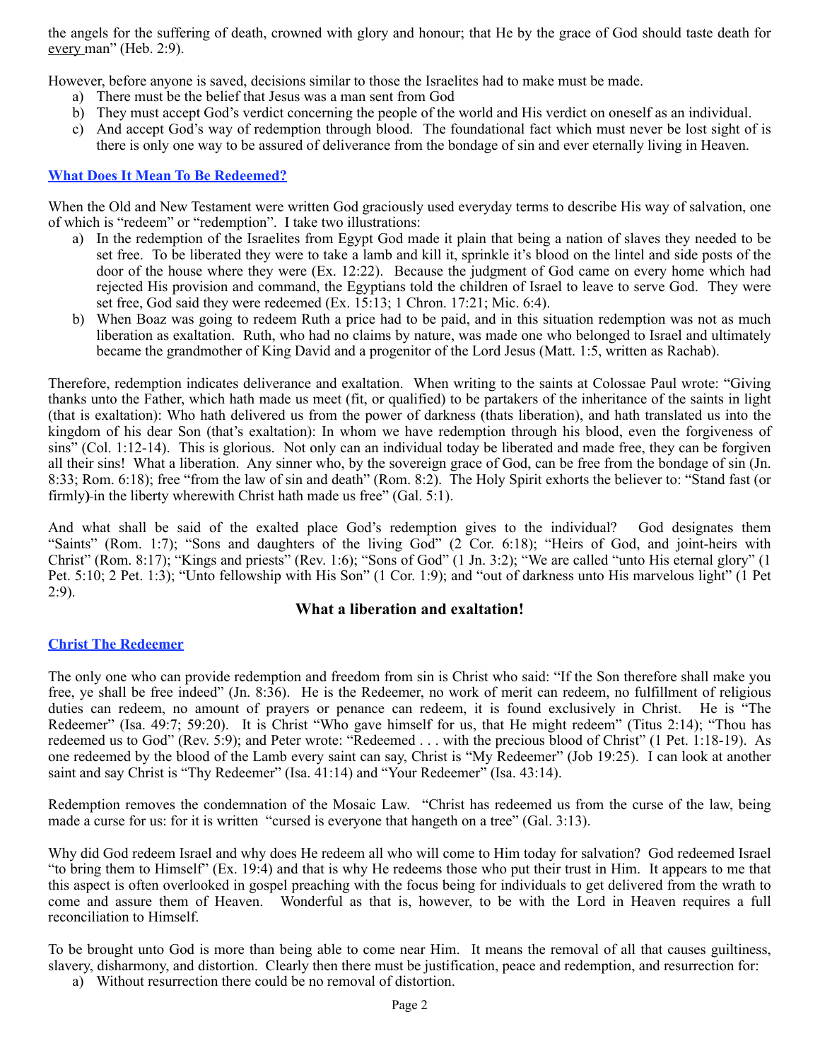the angels for the suffering of death, crowned with glory and honour; that He by the grace of God should taste death for every man" (Heb. 2:9).

However, before anyone is saved, decisions similar to those the Israelites had to make must be made.

a) There must be the belief that Jesus was a man sent from God
b) They must accept God's verdict concerning the people of the world and His verdict on oneself as an individual.
c) And accept God's way of redemption through blood. The foundational fact which must never be lost sight of is there is only one way to be assured of deliverance from the bondage of sin and ever eternally living in Heaven.

## What Does It Mean To Be Redeemed?

When the Old and New Testament were written God graciously used everyday terms to describe His way of salvation, one of which is "redeem" or "redemption". I take two illustrations:

a) In the redemption of the Israelites from Egypt God made it plain that being a nation of slaves they needed to be set free. To be liberated they were to take a lamb and kill it, sprinkle it's blood on the lintel and side posts of the door of the house where they were (Ex. 12:22). Because the judgment of God came on every home which had rejected His provision and command, the Egyptians told the children of Israel to leave to serve God. They were set free, God said they were redeemed (Ex. 15:13; 1 Chron. 17:21; Mic. 6:4).
b) When Boaz was going to redeem Ruth a price had to be paid, and in this situation redemption was not as much liberation as exaltation. Ruth, who had no claims by nature, was made one who belonged to Israel and ultimately became the grandmother of King David and a progenitor of the Lord Jesus (Matt. 1:5, written as Rachab).

Therefore, redemption indicates deliverance and exaltation. When writing to the saints at Colossae Paul wrote: "Giving thanks unto the Father, which hath made us meet (fit, or qualified) to be partakers of the inheritance of the saints in light (that is exaltation): Who hath delivered us from the power of darkness (thats liberation), and hath translated us into the kingdom of his dear Son (that's exaltation): In whom we have redemption through his blood, even the forgiveness of sins" (Col. 1:12-14). This is glorious. Not only can an individual today be liberated and made free, they can be forgiven all their sins! What a liberation. Any sinner who, by the sovereign grace of God, can be free from the bondage of sin (Jn. 8:33; Rom. 6:18); free "from the law of sin and death" (Rom. 8:2). The Holy Spirit exhorts the believer to: "Stand fast (or firmly) in the liberty wherewith Christ hath made us free" (Gal. 5:1).

And what shall be said of the exalted place God's redemption gives to the individual? God designates them "Saints" (Rom. 1:7); "Sons and daughters of the living God" (2 Cor. 6:18); "Heirs of God, and joint-heirs with Christ" (Rom. 8:17); "Kings and priests" (Rev. 1:6); "Sons of God" (1 Jn. 3:2); "We are called "unto His eternal glory" (1 Pet. 5:10; 2 Pet. 1:3); "Unto fellowship with His Son" (1 Cor. 1:9); and "out of darkness unto His marvelous light" (1 Pet 2:9).

**What a liberation and exaltation!**

## Christ The Redeemer

The only one who can provide redemption and freedom from sin is Christ who said: "If the Son therefore shall make you free, ye shall be free indeed" (Jn. 8:36). He is the Redeemer, no work of merit can redeem, no fulfillment of religious duties can redeem, no amount of prayers or penance can redeem, it is found exclusively in Christ. He is "The Redeemer" (Isa. 49:7; 59:20). It is Christ "Who gave himself for us, that He might redeem" (Titus 2:14); "Thou has redeemed us to God" (Rev. 5:9); and Peter wrote: "Redeemed . . . with the precious blood of Christ" (1 Pet. 1:18-19). As one redeemed by the blood of the Lamb every saint can say, Christ is "My Redeemer" (Job 19:25). I can look at another saint and say Christ is "Thy Redeemer" (Isa. 41:14) and "Your Redeemer" (Isa. 43:14).

Redemption removes the condemnation of the Mosaic Law. "Christ has redeemed us from the curse of the law, being made a curse for us: for it is written "cursed is everyone that hangeth on a tree" (Gal. 3:13).

Why did God redeem Israel and why does He redeem all who will come to Him today for salvation? God redeemed Israel "to bring them to Himself" (Ex. 19:4) and that is why He redeems those who put their trust in Him. It appears to me that this aspect is often overlooked in gospel preaching with the focus being for individuals to get delivered from the wrath to come and assure them of Heaven. Wonderful as that is, however, to be with the Lord in Heaven requires a full reconciliation to Himself.

To be brought unto God is more than being able to come near Him. It means the removal of all that causes guiltiness, slavery, disharmony, and distortion. Clearly then there must be justification, peace and redemption, and resurrection for:

a) Without resurrection there could be no removal of distortion.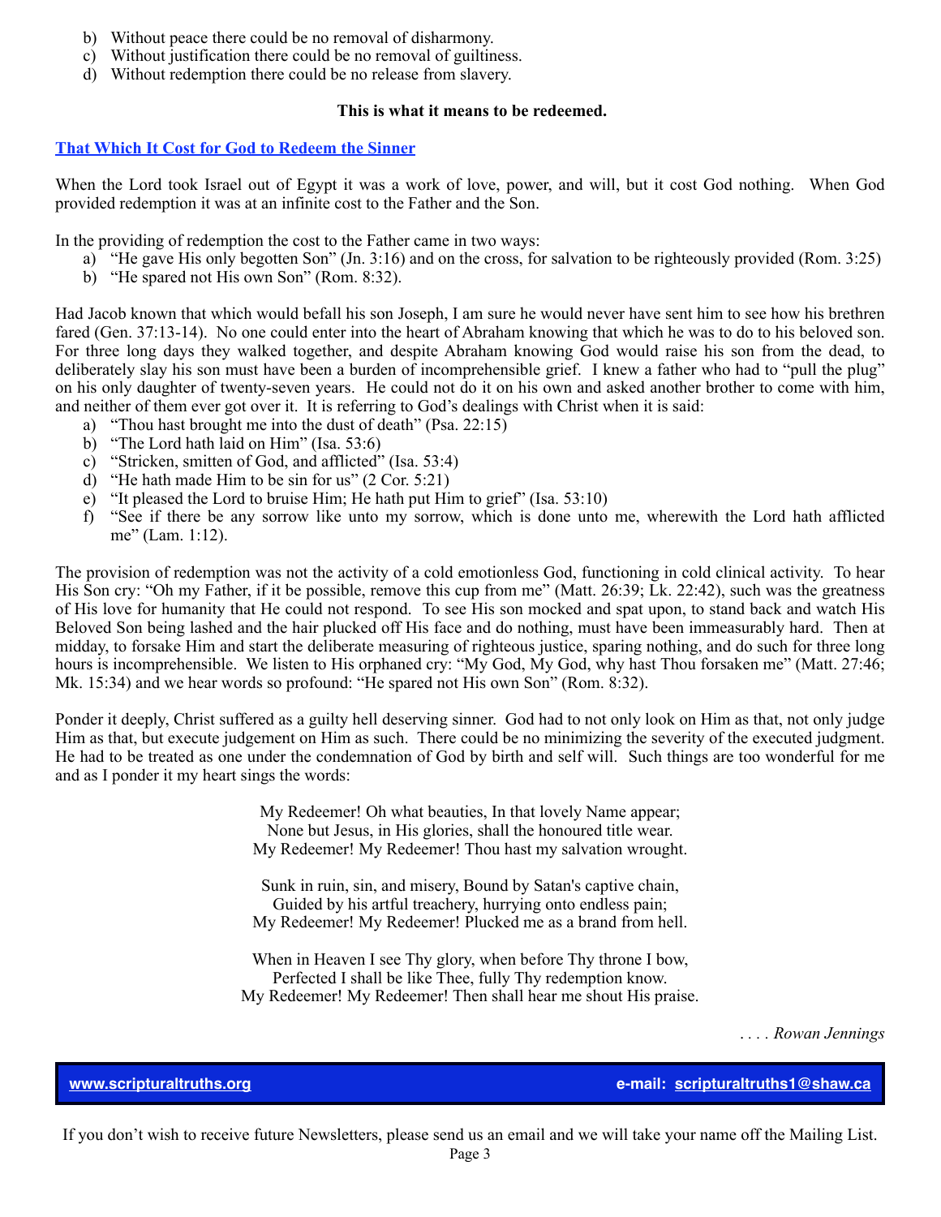b) Without peace there could be no removal of disharmony.
c) Without justification there could be no removal of guiltiness.
d) Without redemption there could be no release from slavery.

**This is what it means to be redeemed.**

## That Which It Cost for God to Redeem the Sinner

When the Lord took Israel out of Egypt it was a work of love, power, and will, but it cost God nothing. When God provided redemption it was at an infinite cost to the Father and the Son.

In the providing of redemption the cost to the Father came in two ways:

a) "He gave His only begotten Son" (Jn. 3:16) and on the cross, for salvation to be righteously provided (Rom. 3:25)
b) "He spared not His own Son" (Rom. 8:32).

Had Jacob known that which would befall his son Joseph, I am sure he would never have sent him to see how his brethren fared (Gen. 37:13-14). No one could enter into the heart of Abraham knowing that which he was to do to his beloved son. For three long days they walked together, and despite Abraham knowing God would raise his son from the dead, to deliberately slay his son must have been a burden of incomprehensible grief. I knew a father who had to "pull the plug" on his only daughter of twenty-seven years. He could not do it on his own and asked another brother to come with him, and neither of them ever got over it. It is referring to God's dealings with Christ when it is said:

a) "Thou hast brought me into the dust of death" (Psa. 22:15)
b) "The Lord hath laid on Him" (Isa. 53:6)
c) "Stricken, smitten of God, and afflicted" (Isa. 53:4)
d) "He hath made Him to be sin for us" (2 Cor. 5:21)
e) "It pleased the Lord to bruise Him; He hath put Him to grief" (Isa. 53:10)
f) "See if there be any sorrow like unto my sorrow, which is done unto me, wherewith the Lord hath afflicted me" (Lam. 1:12).

The provision of redemption was not the activity of a cold emotionless God, functioning in cold clinical activity. To hear His Son cry: "Oh my Father, if it be possible, remove this cup from me" (Matt. 26:39; Lk. 22:42), such was the greatness of His love for humanity that He could not respond. To see His son mocked and spat upon, to stand back and watch His Beloved Son being lashed and the hair plucked off His face and do nothing, must have been immeasurably hard. Then at midday, to forsake Him and start the deliberate measuring of righteous justice, sparing nothing, and do such for three long hours is incomprehensible. We listen to His orphaned cry: "My God, My God, why hast Thou forsaken me" (Matt. 27:46; Mk. 15:34) and we hear words so profound: "He spared not His own Son" (Rom. 8:32).

Ponder it deeply, Christ suffered as a guilty hell deserving sinner. God had to not only look on Him as that, not only judge Him as that, but execute judgement on Him as such. There could be no minimizing the severity of the executed judgment. He had to be treated as one under the condemnation of God by birth and self will. Such things are too wonderful for me and as I ponder it my heart sings the words:

My Redeemer! Oh what beauties, In that lovely Name appear;
None but Jesus, in His glories, shall the honoured title wear.
My Redeemer! My Redeemer! Thou hast my salvation wrought.

Sunk in ruin, sin, and misery, Bound by Satan's captive chain,
Guided by his artful treachery, hurrying onto endless pain;
My Redeemer! My Redeemer! Plucked me as a brand from hell.

When in Heaven I see Thy glory, when before Thy throne I bow,
Perfected I shall be like Thee, fully Thy redemption know.
My Redeemer! My Redeemer! Then shall hear me shout His praise.

. . . . *Rowan Jennings*

**www.scripturaltruths.org** **e-mail: scripturaltruths1@shaw.ca**

If you don't wish to receive future Newsletters, please send us an email and we will take your name off the Mailing List.